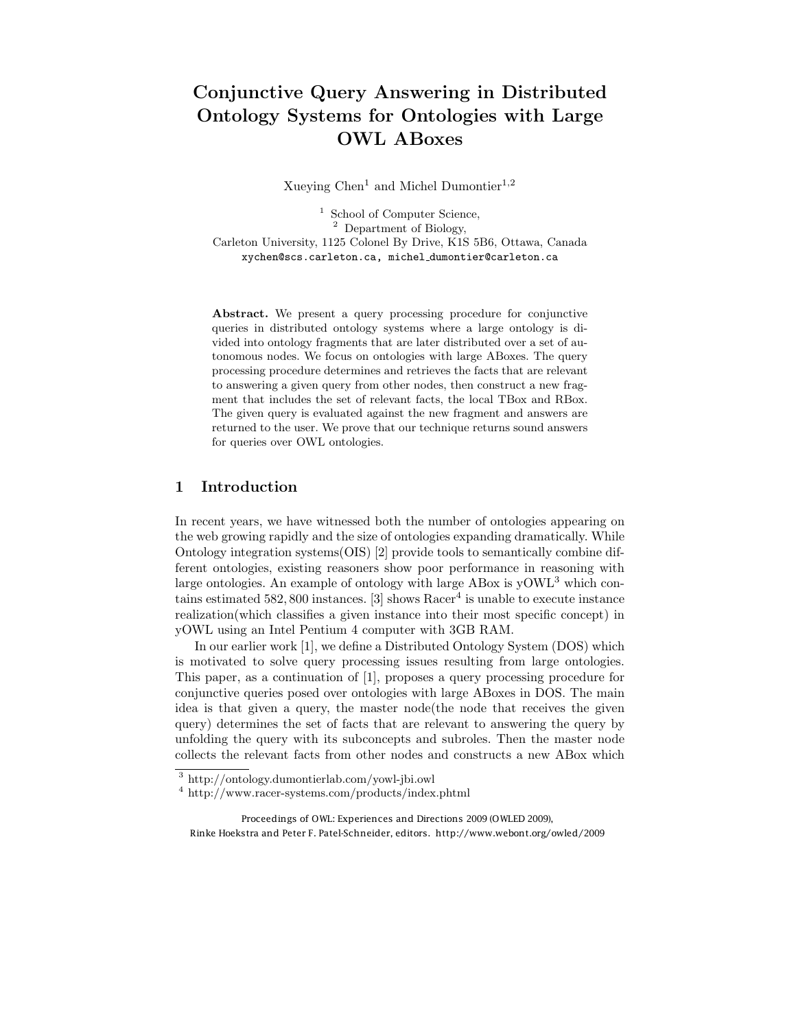# Conjunctive Query Answering in Distributed Ontology Systems for Ontologies with Large OWL ABoxes

Xueying Chen[1] and Michel Dumontier[1,2]

[1] School of Computer Science,
[2] Department of Biology,
Carleton University, 1125 Colonel By Drive, K1S 5B6, Ottawa, Canada
xychen@scs.carleton.ca, michel_dumontier@carleton.ca

**Abstract.** We present a query processing procedure for conjunctive queries in distributed ontology systems where a large ontology is divided into ontology fragments that are later distributed over a set of autonomous nodes. We focus on ontologies with large ABoxes. The query processing procedure determines and retrieves the facts that are relevant to answering a given query from other nodes, then construct a new fragment that includes the set of relevant facts, the local TBox and RBox. The given query is evaluated against the new fragment and answers are returned to the user. We prove that our technique returns sound answers for queries over OWL ontologies.

## 1 Introduction

In recent years, we have witnessed both the number of ontologies appearing on the web growing rapidly and the size of ontologies expanding dramatically. While Ontology integration systems(OIS) [2] provide tools to semantically combine different ontologies, existing reasoners show poor performance in reasoning with large ontologies. An example of ontology with large ABox is yOWL[3] which contains estimated 582,800 instances. [3] shows Racer[4] is unable to execute instance realization(which classifies a given instance into their most specific concept) in yOWL using an Intel Pentium 4 computer with 3GB RAM.

In our earlier work [1], we define a Distributed Ontology System (DOS) which is motivated to solve query processing issues resulting from large ontologies. This paper, as a continuation of [1], proposes a query processing procedure for conjunctive queries posed over ontologies with large ABoxes in DOS. The main idea is that given a query, the master node(the node that receives the given query) determines the set of facts that are relevant to answering the query by unfolding the query with its subconcepts and subroles. Then the master node collects the relevant facts from other nodes and constructs a new ABox which

[3] http://ontology.dumontierlab.com/yowl-jbi.owl
[4] http://www.racer-systems.com/products/index.phtml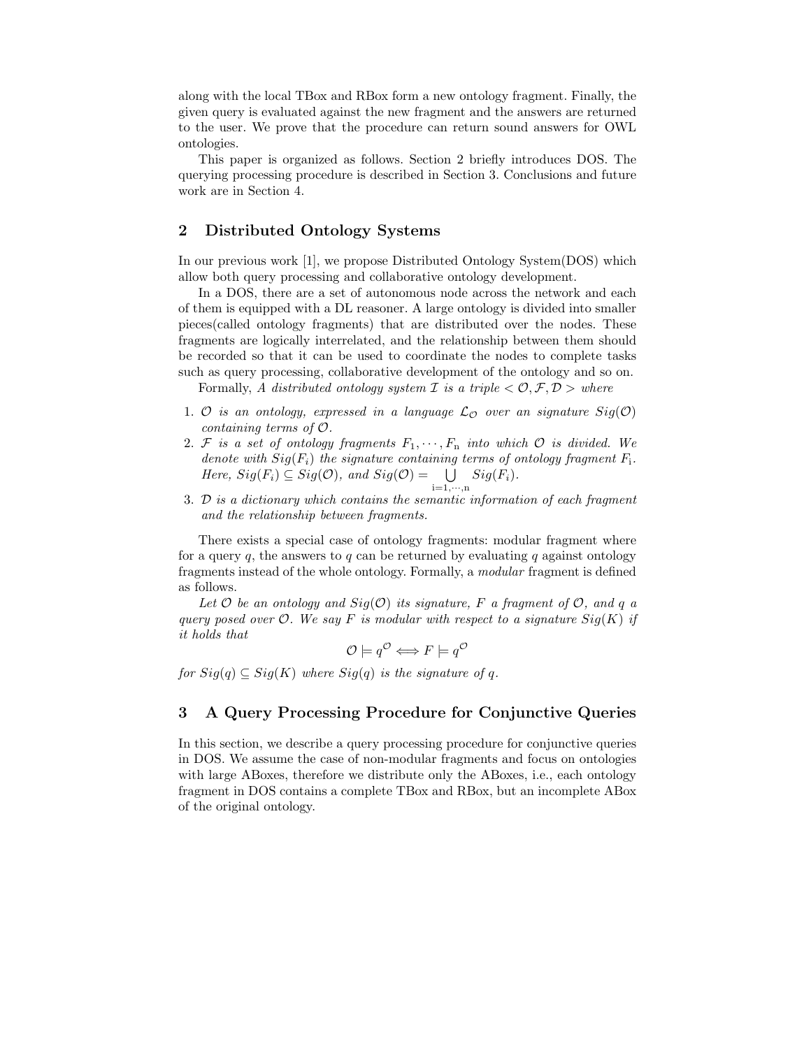along with the local TBox and RBox form a new ontology fragment. Finally, the given query is evaluated against the new fragment and the answers are returned to the user. We prove that the procedure can return sound answers for OWL ontologies.

This paper is organized as follows. Section 2 briefly introduces DOS. The querying processing procedure is described in Section 3. Conclusions and future work are in Section 4.

## 2 Distributed Ontology Systems

In our previous work [1], we propose Distributed Ontology System(DOS) which allow both query processing and collaborative ontology development.

In a DOS, there are a set of autonomous node across the network and each of them is equipped with a DL reasoner. A large ontology is divided into smaller pieces(called ontology fragments) that are distributed over the nodes. These fragments are logically interrelated, and the relationship between them should be recorded so that it can be used to coordinate the nodes to complete tasks such as query processing, collaborative development of the ontology and so on.

Formally, *A distributed ontology system $\mathcal{I}$ is a triple $< \mathcal{O}, \mathcal{F}, \mathcal{D} >$ where*

1. *$\mathcal{O}$ is an ontology, expressed in a language $\mathcal{L}_{\mathcal{O}}$ over an signature $Sig(\mathcal{O})$ containing terms of $\mathcal{O}$.*
2. *$\mathcal{F}$ is a set of ontology fragments $F_1, \cdots, F_n$ into which $\mathcal{O}$ is divided. We denote with $Sig(F_i)$ the signature containing terms of ontology fragment $F_i$. Here, $Sig(F_i) \subseteq Sig(\mathcal{O})$, and $Sig(\mathcal{O}) = \bigcup_{i=1,\cdots,n} Sig(F_i)$.*
3. *$\mathcal{D}$ is a dictionary which contains the semantic information of each fragment and the relationship between fragments.*

There exists a special case of ontology fragments: modular fragment where for a query $q$, the answers to $q$ can be returned by evaluating $q$ against ontology fragments instead of the whole ontology. Formally, a *modular* fragment is defined as follows.

*Let $\mathcal{O}$ be an ontology and $Sig(\mathcal{O})$ its signature, $F$ a fragment of $\mathcal{O}$, and $q$ a query posed over $\mathcal{O}$. We say $F$ is modular with respect to a signature $Sig(K)$ if it holds that*

$$\mathcal{O} \models q^{\mathcal{O}} \Longleftrightarrow F \models q^{\mathcal{O}}$$

*for $Sig(q) \subseteq Sig(K)$ where $Sig(q)$ is the signature of $q$.*

## 3 A Query Processing Procedure for Conjunctive Queries

In this section, we describe a query processing procedure for conjunctive queries in DOS. We assume the case of non-modular fragments and focus on ontologies with large ABoxes, therefore we distribute only the ABoxes, i.e., each ontology fragment in DOS contains a complete TBox and RBox, but an incomplete ABox of the original ontology.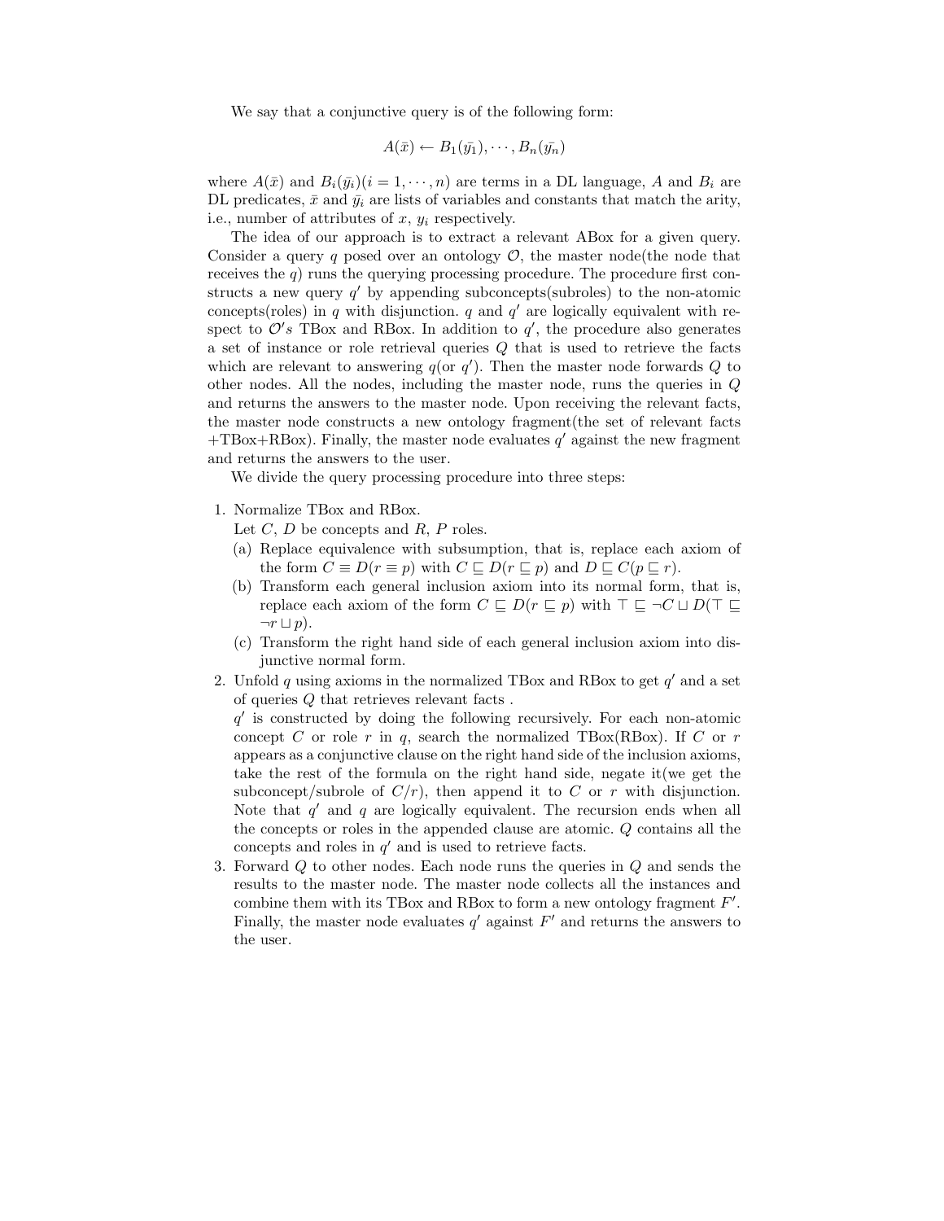We say that a conjunctive query is of the following form:

$$A(\bar{x}) \leftarrow B_1(\bar{y_1}), \cdots, B_n(\bar{y_n})$$

where $A(\bar{x})$ and $B_i(\bar{y_i})(i = 1, \cdots, n)$ are terms in a DL language, $A$ and $B_i$ are DL predicates, $\bar{x}$ and $\bar{y_i}$ are lists of variables and constants that match the arity, i.e., number of attributes of $x$, $y_i$ respectively.

The idea of our approach is to extract a relevant ABox for a given query. Consider a query $q$ posed over an ontology $\mathcal{O}$, the master node(the node that receives the $q$) runs the querying processing procedure. The procedure first constructs a new query $q'$ by appending subconcepts(subroles) to the non-atomic concepts(roles) in $q$ with disjunction. $q$ and $q'$ are logically equivalent with respect to $\mathcal{O}'s$ TBox and RBox. In addition to $q'$, the procedure also generates a set of instance or role retrieval queries $Q$ that is used to retrieve the facts which are relevant to answering $q$(or $q'$). Then the master node forwards $Q$ to other nodes. All the nodes, including the master node, runs the queries in $Q$ and returns the answers to the master node. Upon receiving the relevant facts, the master node constructs a new ontology fragment(the set of relevant facts +TBox+RBox). Finally, the master node evaluates $q'$ against the new fragment and returns the answers to the user.

We divide the query processing procedure into three steps:

1. Normalize TBox and RBox.
   Let $C$, $D$ be concepts and $R$, $P$ roles.
   (a) Replace equivalence with subsumption, that is, replace each axiom of the form $C \equiv D(r \equiv p)$ with $C \sqsubseteq D(r \sqsubseteq p)$ and $D \sqsubseteq C(p \sqsubseteq r)$.
   (b) Transform each general inclusion axiom into its normal form, that is, replace each axiom of the form $C \sqsubseteq D(r \sqsubseteq p)$ with $\top \sqsubseteq \neg C \sqcup D(\top \sqsubseteq \neg r \sqcup p)$.
   (c) Transform the right hand side of each general inclusion axiom into disjunctive normal form.
2. Unfold $q$ using axioms in the normalized TBox and RBox to get $q'$ and a set of queries $Q$ that retrieves relevant facts .
   $q'$ is constructed by doing the following recursively. For each non-atomic concept $C$ or role $r$ in $q$, search the normalized TBox(RBox). If $C$ or $r$ appears as a conjunctive clause on the right hand side of the inclusion axioms, take the rest of the formula on the right hand side, negate it(we get the subconcept/subrole of $C/r$), then append it to $C$ or $r$ with disjunction. Note that $q'$ and $q$ are logically equivalent. The recursion ends when all the concepts or roles in the appended clause are atomic. $Q$ contains all the concepts and roles in $q'$ and is used to retrieve facts.
3. Forward $Q$ to other nodes. Each node runs the queries in $Q$ and sends the results to the master node. The master node collects all the instances and combine them with its TBox and RBox to form a new ontology fragment $F'$. Finally, the master node evaluates $q'$ against $F'$ and returns the answers to the user.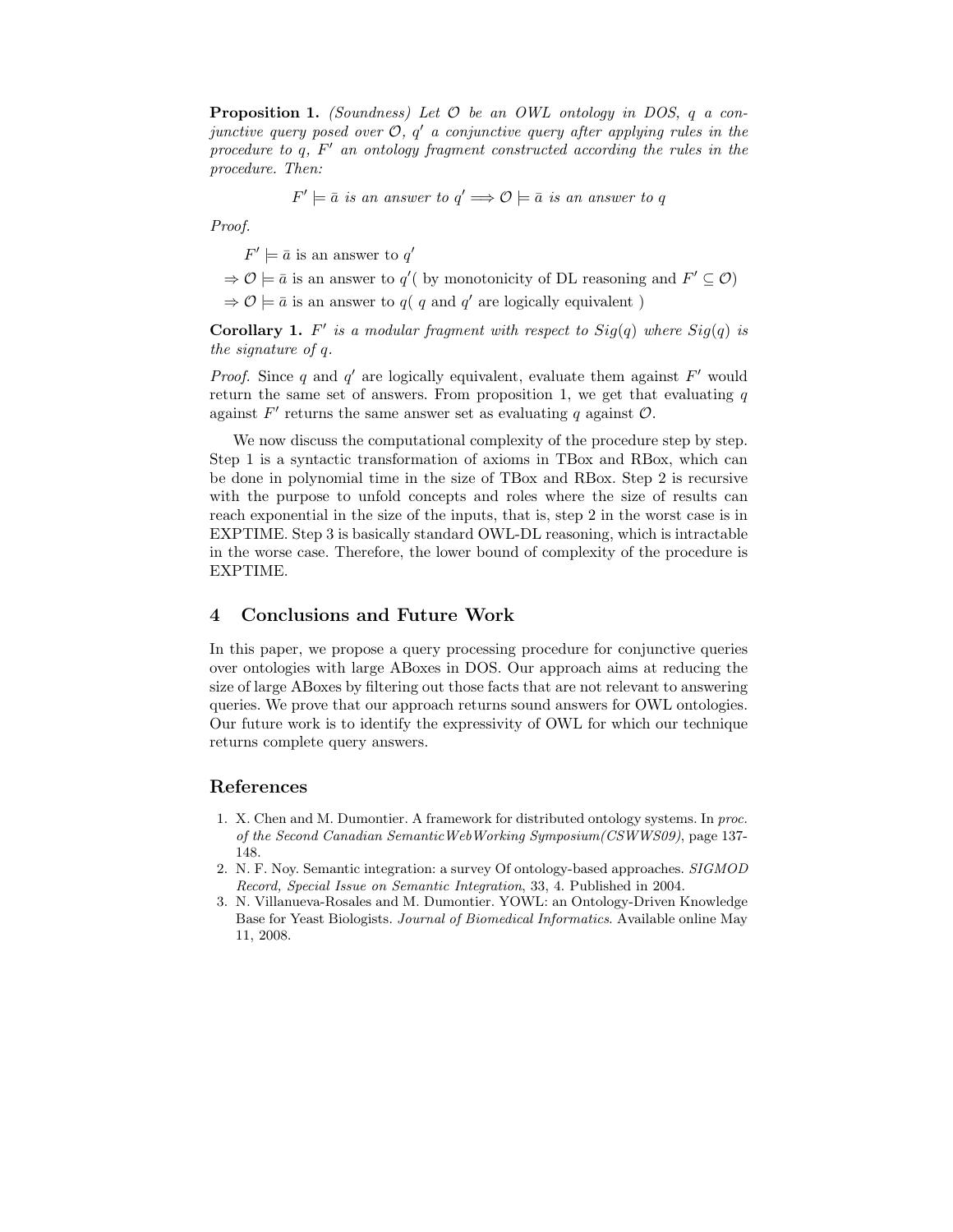**Proposition 1.** *(Soundness) Let $\mathcal{O}$ be an OWL ontology in DOS, $q$ a conjunctive query posed over $\mathcal{O}$, $q'$ a conjunctive query after applying rules in the procedure to $q$, $F'$ an ontology fragment constructed according the rules in the procedure. Then:*

$$F' \models \bar{a} \text{ is an answer to } q' \Longrightarrow \mathcal{O} \models \bar{a} \text{ is an answer to } q$$

*Proof.*

$F' \models \bar{a}$ is an answer to $q'$

$\Rightarrow \mathcal{O} \models \bar{a}$ is an answer to $q'$( by monotonicity of DL reasoning and $F' \subseteq \mathcal{O}$)

$\Rightarrow \mathcal{O} \models \bar{a}$ is an answer to $q$( $q$ and $q'$ are logically equivalent )

**Corollary 1.** *$F'$ is a modular fragment with respect to $Sig(q)$ where $Sig(q)$ is the signature of $q$.*

*Proof.* Since $q$ and $q'$ are logically equivalent, evaluate them against $F'$ would return the same set of answers. From proposition 1, we get that evaluating $q$ against $F'$ returns the same answer set as evaluating $q$ against $\mathcal{O}$.

We now discuss the computational complexity of the procedure step by step. Step 1 is a syntactic transformation of axioms in TBox and RBox, which can be done in polynomial time in the size of TBox and RBox. Step 2 is recursive with the purpose to unfold concepts and roles where the size of results can reach exponential in the size of the inputs, that is, step 2 in the worst case is in EXPTIME. Step 3 is basically standard OWL-DL reasoning, which is intractable in the worse case. Therefore, the lower bound of complexity of the procedure is EXPTIME.

## 4 Conclusions and Future Work

In this paper, we propose a query processing procedure for conjunctive queries over ontologies with large ABoxes in DOS. Our approach aims at reducing the size of large ABoxes by filtering out those facts that are not relevant to answering queries. We prove that our approach returns sound answers for OWL ontologies. Our future work is to identify the expressivity of OWL for which our technique returns complete query answers.

## References

1. X. Chen and M. Dumontier. A framework for distributed ontology systems. In *proc. of the Second Canadian SemanticWebWorking Symposium(CSWWS09)*, page 137-148.
2. N. F. Noy. Semantic integration: a survey Of ontology-based approaches. *SIGMOD Record, Special Issue on Semantic Integration*, 33, 4. Published in 2004.
3. N. Villanueva-Rosales and M. Dumontier. YOWL: an Ontology-Driven Knowledge Base for Yeast Biologists. *Journal of Biomedical Informatics*. Available online May 11, 2008.